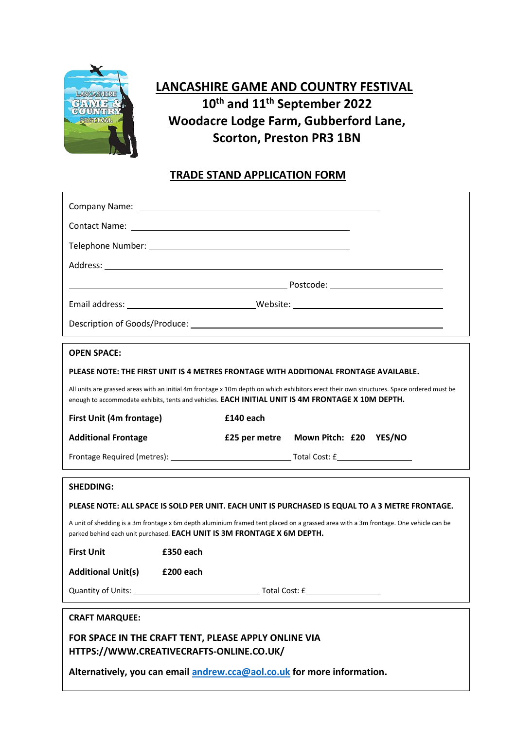# LANCASHIRE GAME AND COUNTRY FESTIVAL

**10th and 11th September 2022**

**Woodacre Lodge Farm, Gubberford Lane,**

**Scorton, Preston PR3 1BN**

## TRADE STAND APPLICATION FORM

Company Name: ______________________________

Contact Name: ______________________________

Telephone Number: ______________________________

Address: ______________________________

______________________________ Postcode: ______________

Email address: ______________ Website: ______________

Description of Goods/Produce: ______________________________

**OPEN SPACE:**

**PLEASE NOTE: THE FIRST UNIT IS 4 METRES FRONTAGE WITH ADDITIONAL FRONTAGE AVAILABLE.**

All units are grassed areas with an initial 4m frontage x 10m depth on which exhibitors erect their own structures. Space ordered must be enough to accommodate exhibits, tents and vehicles. **EACH INITIAL UNIT IS 4M FRONTAGE X 10M DEPTH.**

**First Unit (4m frontage)** **£140 each**

**Additional Frontage** **£25 per metre** **Mown Pitch: £20 YES/NO**

Frontage Required (metres): ______________ Total Cost: £__________

**SHEDDING:**

**PLEASE NOTE: ALL SPACE IS SOLD PER UNIT. EACH UNIT IS PURCHASED IS EQUAL TO A 3 METRE FRONTAGE.**

A unit of shedding is a 3m frontage x 6m depth aluminium framed tent placed on a grassed area with a 3m frontage. One vehicle can be parked behind each unit purchased. **EACH UNIT IS 3M FRONTAGE X 6M DEPTH.**

**First Unit** **£350 each**

**Additional Unit(s)** **£200 each**

Quantity of Units: ______________ Total Cost: £__________

**CRAFT MARQUEE:**

**FOR SPACE IN THE CRAFT TENT, PLEASE APPLY ONLINE VIA HTTPS://WWW.CREATIVECRAFTS-ONLINE.CO.UK/**

**Alternatively, you can email andrew.cca@aol.co.uk for more information.**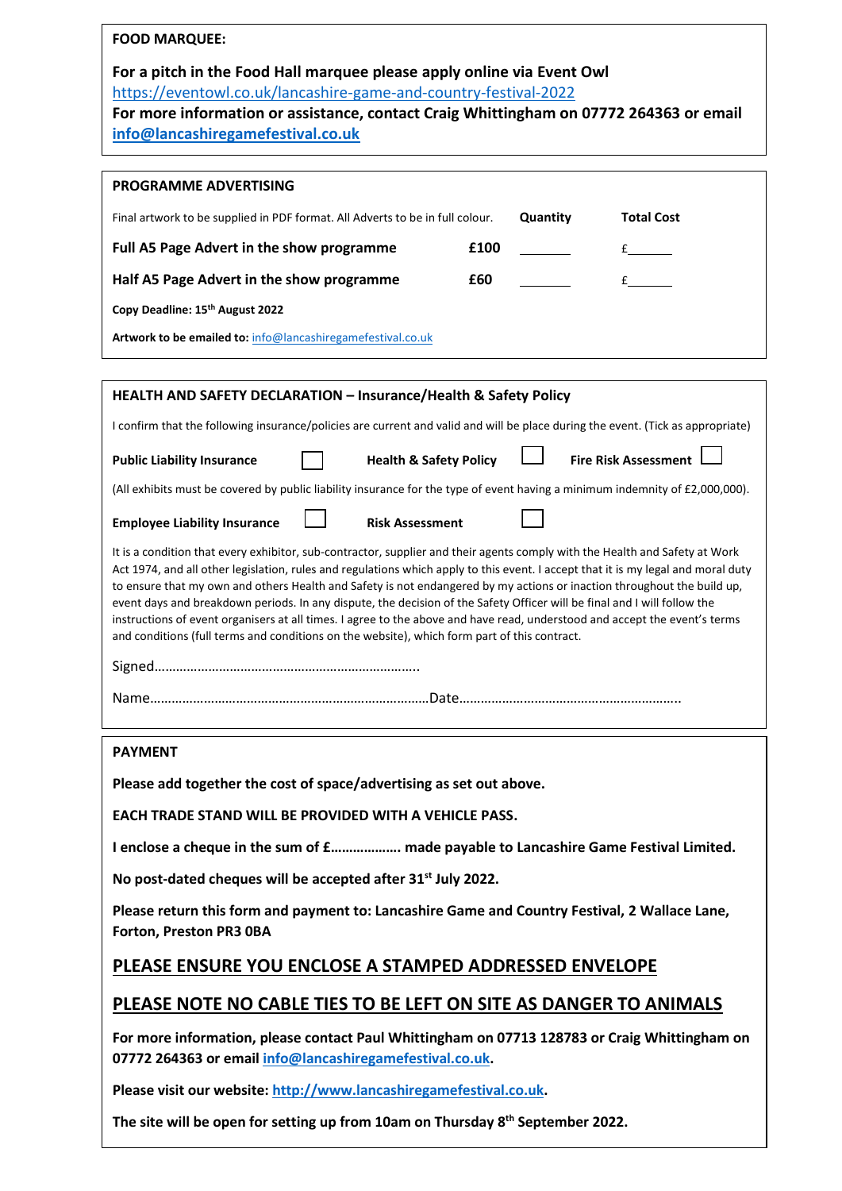**FOOD MARQUEE:**

**For a pitch in the Food Hall marquee please apply online via Event Owl**
https://eventowl.co.uk/lancashire-game-and-country-festival-2022
**For more information or assistance, contact Craig Whittingham on 07772 264363 or email info@lancashiregamefestival.co.uk**

**PROGRAMME ADVERTISING**

| Final artwork to be supplied in PDF format. All Adverts to be in full colour. | | Quantity | Total Cost |
|---|---|---|---|
| **Full A5 Page Advert in the show programme** | **£100** | _______ | £_______ |
| **Half A5 Page Advert in the show programme** | **£60** | _______ | £_______ |

**Copy Deadline: 15th August 2022**

**Artwork to be emailed to:** info@lancashiregamefestival.co.uk

**HEALTH AND SAFETY DECLARATION – Insurance/Health & Safety Policy**

I confirm that the following insurance/policies are current and valid and will be place during the event. (Tick as appropriate)

**Public Liability Insurance** ☐ **Health & Safety Policy** ☐ **Fire Risk Assessment** ☐

(All exhibits must be covered by public liability insurance for the type of event having a minimum indemnity of £2,000,000).

**Employee Liability Insurance** ☐ **Risk Assessment** ☐

It is a condition that every exhibitor, sub-contractor, supplier and their agents comply with the Health and Safety at Work Act 1974, and all other legislation, rules and regulations which apply to this event. I accept that it is my legal and moral duty to ensure that my own and others Health and Safety is not endangered by my actions or inaction throughout the build up, event days and breakdown periods. In any dispute, the decision of the Safety Officer will be final and I will follow the instructions of event organisers at all times. I agree to the above and have read, understood and accept the event's terms and conditions (full terms and conditions on the website), which form part of this contract.

Signed………………………………………………………………..

Name…………………………………………………………………Date……………………………………………………..

**PAYMENT**

**Please add together the cost of space/advertising as set out above.**

**EACH TRADE STAND WILL BE PROVIDED WITH A VEHICLE PASS.**

**I enclose a cheque in the sum of £………………. made payable to Lancashire Game Festival Limited.**

**No post-dated cheques will be accepted after 31st July 2022.**

**Please return this form and payment to: Lancashire Game and Country Festival, 2 Wallace Lane, Forton, Preston PR3 0BA**

## PLEASE ENSURE YOU ENCLOSE A STAMPED ADDRESSED ENVELOPE

## PLEASE NOTE NO CABLE TIES TO BE LEFT ON SITE AS DANGER TO ANIMALS

**For more information, please contact Paul Whittingham on 07713 128783 or Craig Whittingham on 07772 264363 or email info@lancashiregamefestival.co.uk.**

**Please visit our website: http://www.lancashiregamefestival.co.uk.**

**The site will be open for setting up from 10am on Thursday 8th September 2022.**